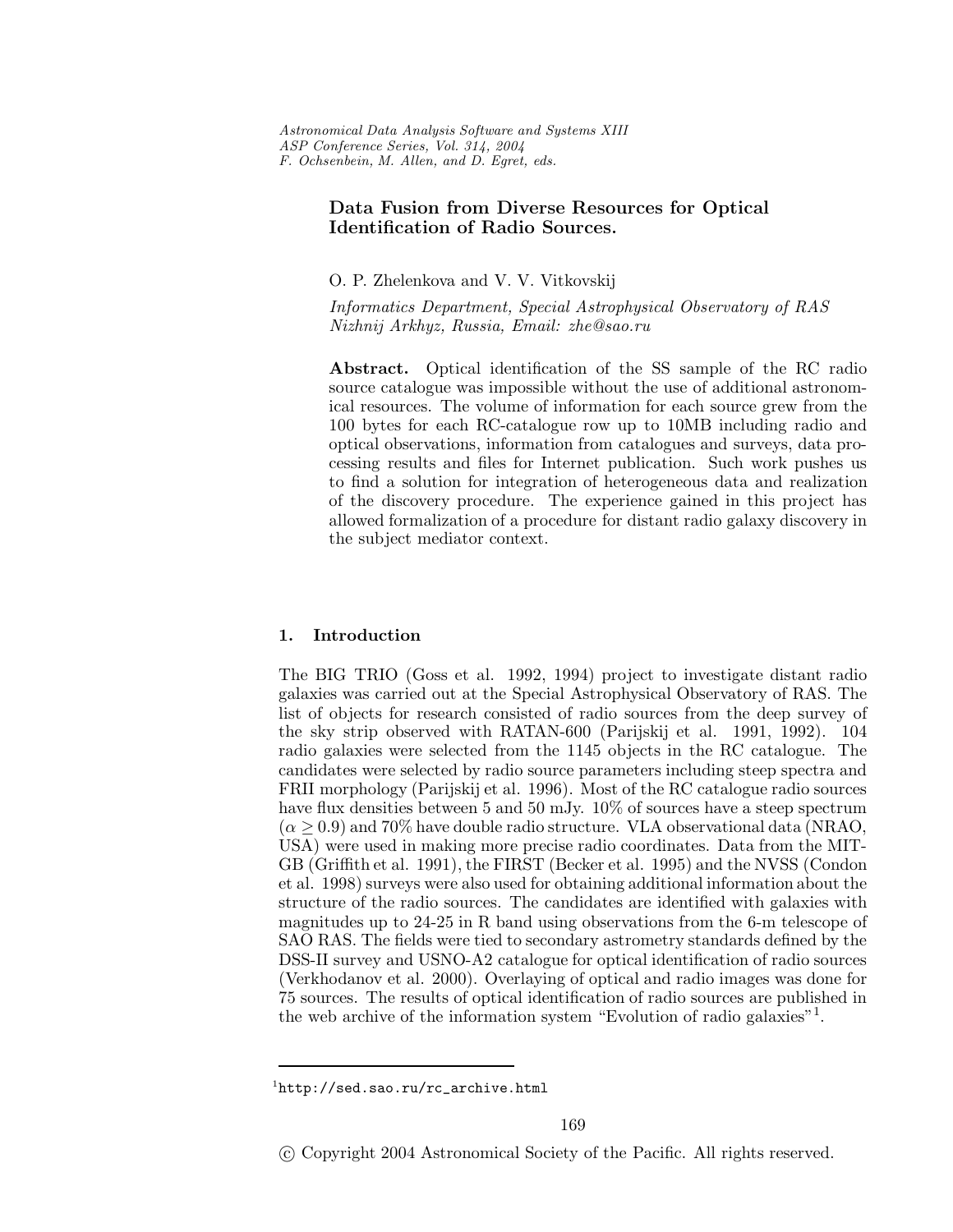# Data Fusion from Diverse Resources for Optical Identification of Radio Sources.

O. P. Zhelenkova and V. V. Vitkovskij

*Informatics Department, Special Astrophysical Observatory of RAS Nizhnij Arkhyz, Russia, Email: zhe@sao.ru*

**Abstract.** Optical identification of the SS sample of the RC radio source catalogue was impossible without the use of additional astronomical resources. The volume of information for each source grew from the 100 bytes for each RC-catalogue row up to 10MB including radio and optical observations, information from catalogues and surveys, data processing results and files for Internet publication. Such work pushes us to find a solution for integration of heterogeneous data and realization of the discovery procedure. The experience gained in this project has allowed formalization of a procedure for distant radio galaxy discovery in the subject mediator context.

## 1. Introduction

The BIG TRIO (Goss et al. 1992, 1994) project to investigate distant radio galaxies was carried out at the Special Astrophysical Observatory of RAS. The list of objects for research consisted of radio sources from the deep survey of the sky strip observed with RATAN-600 (Parijskij et al. 1991, 1992). 104 radio galaxies were selected from the 1145 objects in the RC catalogue. The candidates were selected by radio source parameters including steep spectra and FRII morphology (Parijskij et al. 1996). Most of the RC catalogue radio sources have flux densities between 5 and 50 mJy. 10% of sources have a steep spectrum ($\alpha \geq 0.9$) and 70% have double radio structure. VLA observational data (NRAO, USA) were used in making more precise radio coordinates. Data from the MIT-GB (Griffith et al. 1991), the FIRST (Becker et al. 1995) and the NVSS (Condon et al. 1998) surveys were also used for obtaining additional information about the structure of the radio sources. The candidates are identified with galaxies with magnitudes up to 24-25 in R band using observations from the 6-m telescope of SAO RAS. The fields were tied to secondary astrometry standards defined by the DSS-II survey and USNO-A2 catalogue for optical identification of radio sources (Verkhodanov et al. 2000). Overlaying of optical and radio images was done for 75 sources. The results of optical identification of radio sources are published in the web archive of the information system "Evolution of radio galaxies"[1].

[1] http://sed.sao.ru/rc_archive.html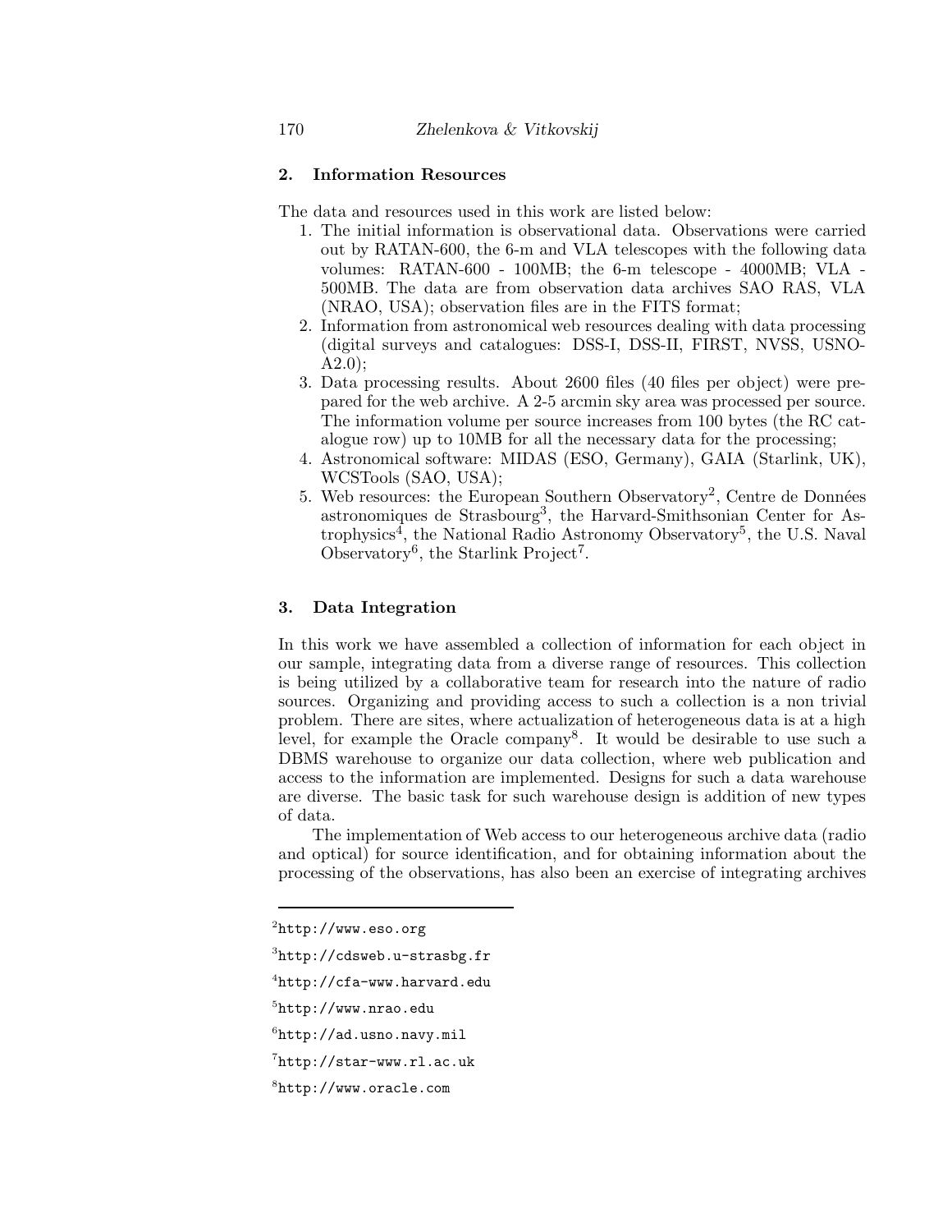## 2. Information Resources

The data and resources used in this work are listed below:

1. The initial information is observational data. Observations were carried out by RATAN-600, the 6-m and VLA telescopes with the following data volumes: RATAN-600 - 100MB; the 6-m telescope - 4000MB; VLA - 500MB. The data are from observation data archives SAO RAS, VLA (NRAO, USA); observation files are in the FITS format;
2. Information from astronomical web resources dealing with data processing (digital surveys and catalogues: DSS-I, DSS-II, FIRST, NVSS, USNO-A2.0);
3. Data processing results. About 2600 files (40 files per object) were prepared for the web archive. A 2-5 arcmin sky area was processed per source. The information volume per source increases from 100 bytes (the RC catalogue row) up to 10MB for all the necessary data for the processing;
4. Astronomical software: MIDAS (ESO, Germany), GAIA (Starlink, UK), WCSTools (SAO, USA);
5. Web resources: the European Southern Observatory[2], Centre de Données astronomiques de Strasbourg[3], the Harvard-Smithsonian Center for Astrophysics[4], the National Radio Astronomy Observatory[5], the U.S. Naval Observatory[6], the Starlink Project[7].

## 3. Data Integration

In this work we have assembled a collection of information for each object in our sample, integrating data from a diverse range of resources. This collection is being utilized by a collaborative team for research into the nature of radio sources. Organizing and providing access to such a collection is a non trivial problem. There are sites, where actualization of heterogeneous data is at a high level, for example the Oracle company[8]. It would be desirable to use such a DBMS warehouse to organize our data collection, where web publication and access to the information are implemented. Designs for such a data warehouse are diverse. The basic task for such warehouse design is addition of new types of data.

The implementation of Web access to our heterogeneous archive data (radio and optical) for source identification, and for obtaining information about the processing of the observations, has also been an exercise of integrating archives

---

[2] http://www.eso.org

[3] http://cdsweb.u-strasbg.fr

[4] http://cfa-www.harvard.edu

[5] http://www.nrao.edu

[6] http://ad.usno.navy.mil

[7] http://star-www.rl.ac.uk

[8] http://www.oracle.com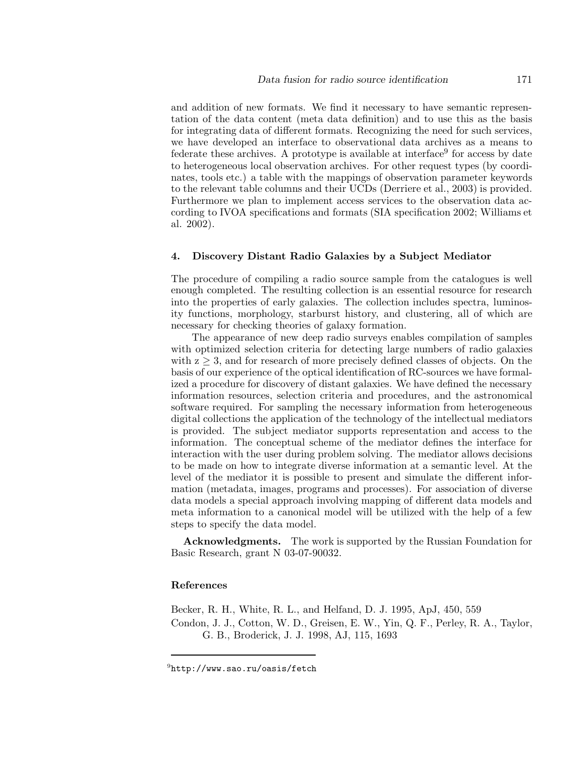and addition of new formats. We find it necessary to have semantic representation of the data content (meta data definition) and to use this as the basis for integrating data of different formats. Recognizing the need for such services, we have developed an interface to observational data archives as a means to federate these archives. A prototype is available at interface[9] for access by date to heterogeneous local observation archives. For other request types (by coordinates, tools etc.) a table with the mappings of observation parameter keywords to the relevant table columns and their UCDs (Derriere et al., 2003) is provided. Furthermore we plan to implement access services to the observation data according to IVOA specifications and formats (SIA specification 2002; Williams et al. 2002).

## 4. Discovery Distant Radio Galaxies by a Subject Mediator

The procedure of compiling a radio source sample from the catalogues is well enough completed. The resulting collection is an essential resource for research into the properties of early galaxies. The collection includes spectra, luminosity functions, morphology, starburst history, and clustering, all of which are necessary for checking theories of galaxy formation.

The appearance of new deep radio surveys enables compilation of samples with optimized selection criteria for detecting large numbers of radio galaxies with $z \geq 3$, and for research of more precisely defined classes of objects. On the basis of our experience of the optical identification of RC-sources we have formalized a procedure for discovery of distant galaxies. We have defined the necessary information resources, selection criteria and procedures, and the astronomical software required. For sampling the necessary information from heterogeneous digital collections the application of the technology of the intellectual mediators is provided. The subject mediator supports representation and access to the information. The conceptual scheme of the mediator defines the interface for interaction with the user during problem solving. The mediator allows decisions to be made on how to integrate diverse information at a semantic level. At the level of the mediator it is possible to present and simulate the different information (metadata, images, programs and processes). For association of diverse data models a special approach involving mapping of different data models and meta information to a canonical model will be utilized with the help of a few steps to specify the data model.

**Acknowledgments.** The work is supported by the Russian Foundation for Basic Research, grant N 03-07-90032.

### References

Becker, R. H., White, R. L., and Helfand, D. J. 1995, ApJ, 450, 559

Condon, J. J., Cotton, W. D., Greisen, E. W., Yin, Q. F., Perley, R. A., Taylor, G. B., Broderick, J. J. 1998, AJ, 115, 1693

[9] `http://www.sao.ru/oasis/fetch`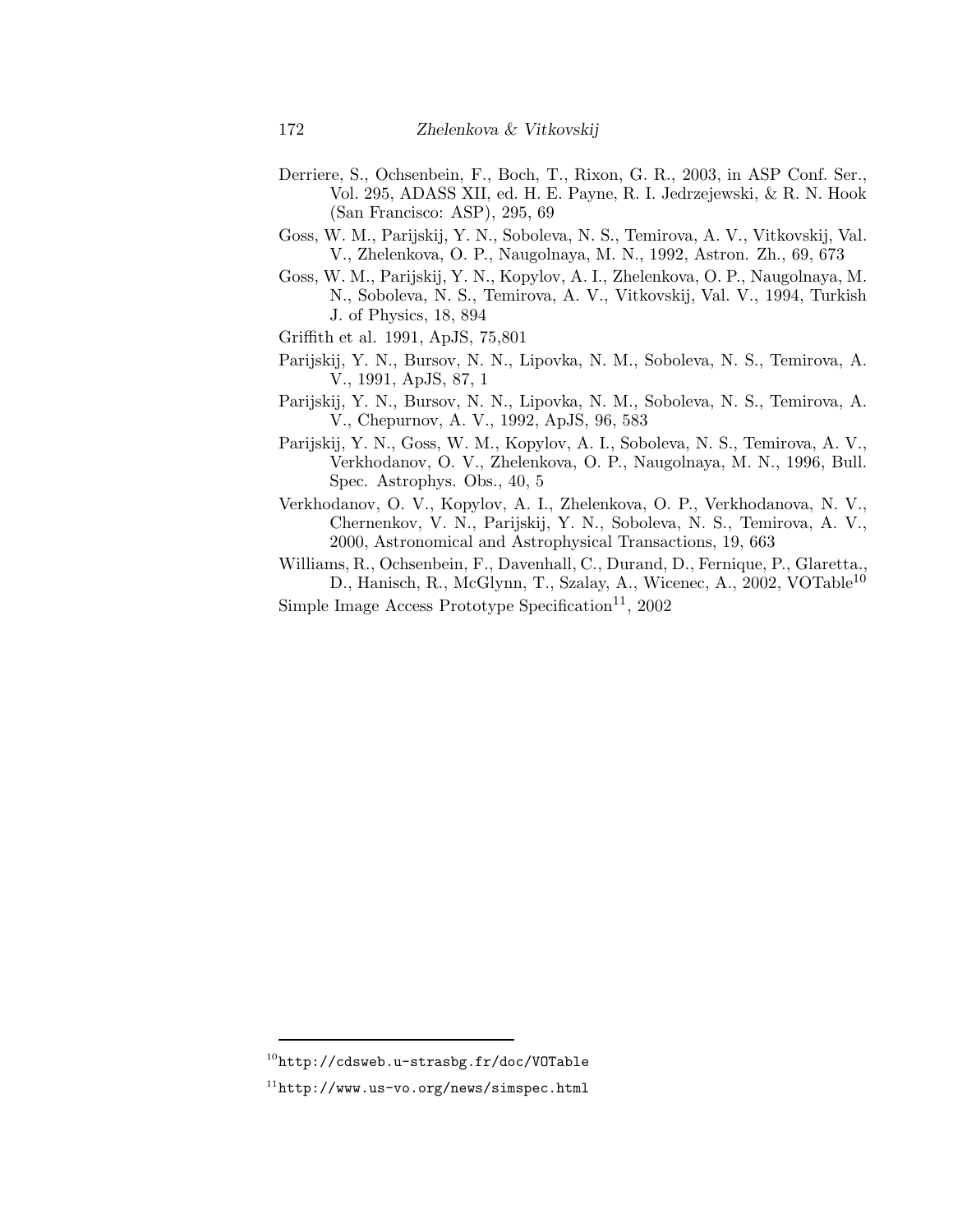Derriere, S., Ochsenbein, F., Boch, T., Rixon, G. R., 2003, in ASP Conf. Ser., Vol. 295, ADASS XII, ed. H. E. Payne, R. I. Jedrzejewski, & R. N. Hook (San Francisco: ASP), 295, 69

Goss, W. M., Parijskij, Y. N., Soboleva, N. S., Temirova, A. V., Vitkovskij, Val. V., Zhelenkova, O. P., Naugolnaya, M. N., 1992, Astron. Zh., 69, 673

Goss, W. M., Parijskij, Y. N., Kopylov, A. I., Zhelenkova, O. P., Naugolnaya, M. N., Soboleva, N. S., Temirova, A. V., Vitkovskij, Val. V., 1994, Turkish J. of Physics, 18, 894

Griffith et al. 1991, ApJS, 75,801

Parijskij, Y. N., Bursov, N. N., Lipovka, N. M., Soboleva, N. S., Temirova, A. V., 1991, ApJS, 87, 1

Parijskij, Y. N., Bursov, N. N., Lipovka, N. M., Soboleva, N. S., Temirova, A. V., Chepurnov, A. V., 1992, ApJS, 96, 583

Parijskij, Y. N., Goss, W. M., Kopylov, A. I., Soboleva, N. S., Temirova, A. V., Verkhodanov, O. V., Zhelenkova, O. P., Naugolnaya, M. N., 1996, Bull. Spec. Astrophys. Obs., 40, 5

Verkhodanov, O. V., Kopylov, A. I., Zhelenkova, O. P., Verkhodanova, N. V., Chernenkov, V. N., Parijskij, Y. N., Soboleva, N. S., Temirova, A. V., 2000, Astronomical and Astrophysical Transactions, 19, 663

Williams, R., Ochsenbein, F., Davenhall, C., Durand, D., Fernique, P., Glaretta., D., Hanisch, R., McGlynn, T., Szalay, A., Wicenec, A., 2002, VOTable[10]

Simple Image Access Prototype Specification[11], 2002

[10] `http://cdsweb.u-strasbg.fr/doc/VOTable`

[11] `http://www.us-vo.org/news/simspec.html`